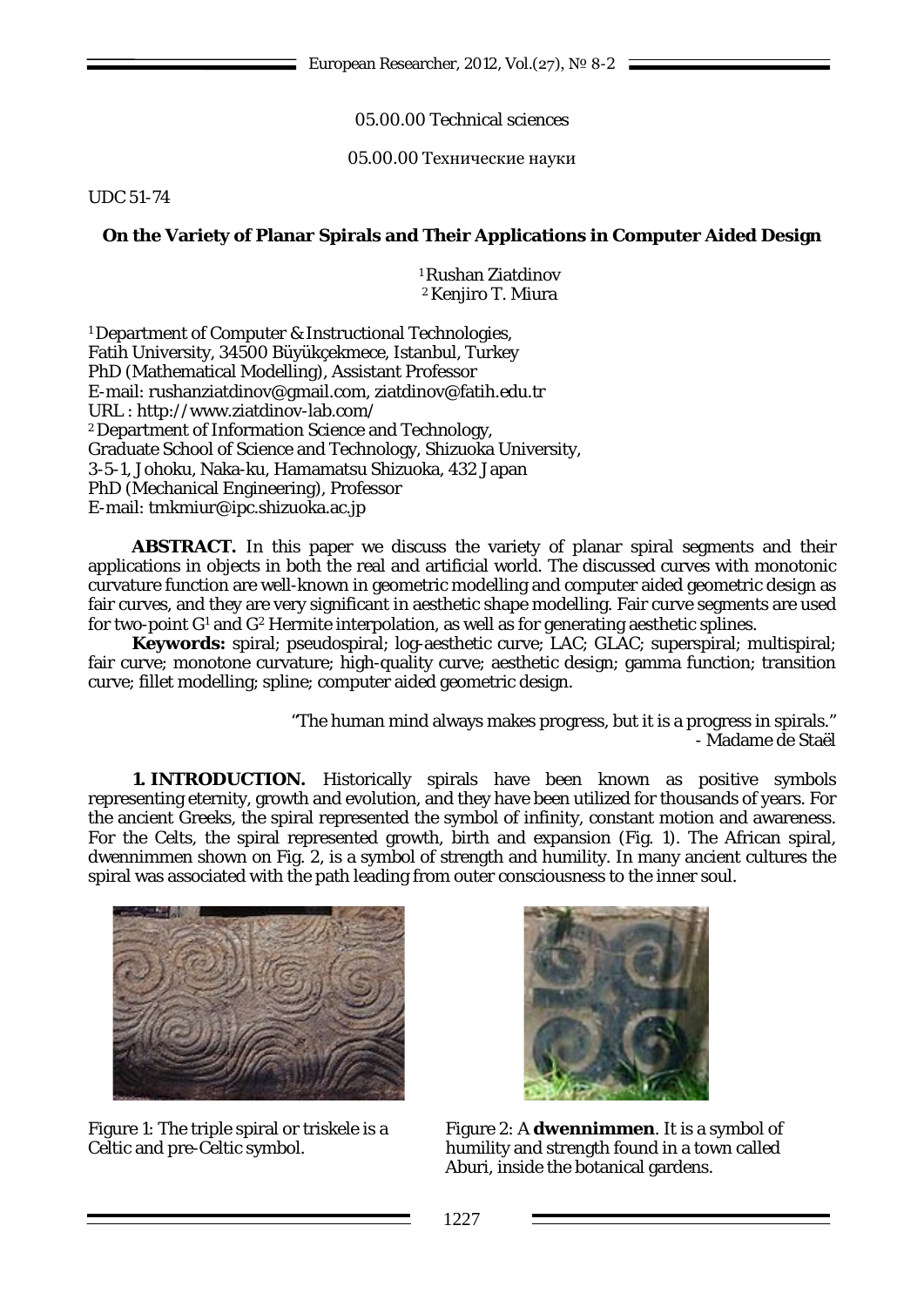05.00.00 Technical sciences

05.00.00 Технические науки

UDC 51-74

# On the Variety of Planar Spirals and Their Applications in Computer Aided Design

[1]Rushan Ziatdinov
[2]Kenjiro T. Miura

[1]Department of Computer & Instructional Technologies,
Fatih University, 34500 Büyükçekmece, Istanbul, Turkey
PhD (Mathematical Modelling), Assistant Professor
E-mail: rushanziatdinov@gmail.com, ziatdinov@fatih.edu.tr
URL : http://www.ziatdinov-lab.com/
[2]Department of Information Science and Technology,
Graduate School of Science and Technology, Shizuoka University,
3-5-1, Johoku, Naka-ku, Hamamatsu Shizuoka, 432 Japan
PhD (Mechanical Engineering), Professor
E-mail: tmkmiur@ipc.shizuoka.ac.jp

**ABSTRACT.** In this paper we discuss the variety of planar spiral segments and their applications in objects in both the real and artificial world. The discussed curves with monotonic curvature function are well-known in geometric modelling and computer aided geometric design as fair curves, and they are very significant in aesthetic shape modelling. Fair curve segments are used for two-point $G^1$ and $G^2$ Hermite interpolation, as well as for generating aesthetic splines.

**Keywords:** spiral; pseudospiral; log-aesthetic curve; LAC; GLAC; superspiral; multispiral; fair curve; monotone curvature; high-quality curve; aesthetic design; gamma function; transition curve; fillet modelling; spline; computer aided geometric design.

"The human mind always makes progress, but it is a progress in spirals."
- Madame de Staël

**1. INTRODUCTION.** Historically spirals have been known as positive symbols representing eternity, growth and evolution, and they have been utilized for thousands of years. For the ancient Greeks, the spiral represented the symbol of infinity, constant motion and awareness. For the Celts, the spiral represented growth, birth and expansion (Fig. 1). The African spiral, dwennimmen shown on Fig. 2, is a symbol of strength and humility. In many ancient cultures the spiral was associated with the path leading from outer consciousness to the inner soul.

Figure 1: The triple spiral or triskele is a Celtic and pre-Celtic symbol.

Figure 2: A **dwennimmen**. It is a symbol of humility and strength found in a town called Aburi, inside the botanical gardens.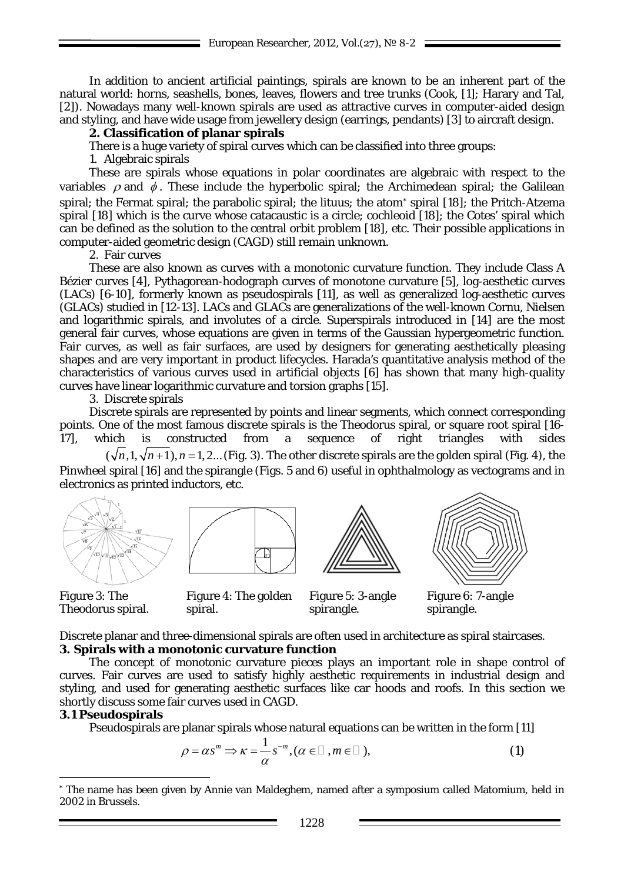In addition to ancient artificial paintings, spirals are known to be an inherent part of the natural world: horns, seashells, bones, leaves, flowers and tree trunks (Cook, [1]; Harary and Tal, [2]). Nowadays many well-known spirals are used as attractive curves in computer-aided design and styling, and have wide usage from jewellery design (earrings, pendants) [3] to aircraft design.

## 2. Classification of planar spirals

There is a huge variety of spiral curves which can be classified into three groups:

1. Algebraic spirals

These are spirals whose equations in polar coordinates are algebraic with respect to the variables $\rho$ and $\phi$. These include the hyperbolic spiral; the Archimedean spiral; the Galilean spiral; the Fermat spiral; the parabolic spiral; the lituus; the atom* spiral [18]; the Pritch-Atzema spiral [18] which is the curve whose catacaustic is a circle; cochleoid [18]; the Cotes' spiral which can be defined as the solution to the central orbit problem [18], etc. Their possible applications in computer-aided geometric design (CAGD) still remain unknown.

2. Fair curves

These are also known as curves with a monotonic curvature function. They include Class A Bézier curves [4], Pythagorean-hodograph curves of monotone curvature [5], log-aesthetic curves (LACs) [6-10], formerly known as pseudospirals [11], as well as generalized log-aesthetic curves (GLACs) studied in [12-13]. LACs and GLACs are generalizations of the well-known Cornu, Nielsen and logarithmic spirals, and involutes of a circle. Superspirals introduced in [14] are the most general fair curves, whose equations are given in terms of the Gaussian hypergeometric function. Fair curves, as well as fair surfaces, are used by designers for generating aesthetically pleasing shapes and are very important in product lifecycles. Harada's quantitative analysis method of the characteristics of various curves used in artificial objects [6] has shown that many high-quality curves have linear logarithmic curvature and torsion graphs [15].

3. Discrete spirals

Discrete spirals are represented by points and linear segments, which connect corresponding points. One of the most famous discrete spirals is the Theodorus spiral, or square root spiral [16-17], which is constructed from a sequence of right triangles with sides $(\sqrt{n}, 1, \sqrt{n+1}), n = 1, 2...$ (Fig. 3). The other discrete spirals are the golden spiral (Fig. 4), the Pinwheel spiral [16] and the spirangle (Figs. 5 and 6) useful in ophthalmology as vectograms and in electronics as printed inductors, etc.

Figure 3: The Theodorus spiral.

Figure 4: The golden spiral.

Figure 5: 3-angle spirangle.

Figure 6: 7-angle spirangle.

Discrete planar and three-dimensional spirals are often used in architecture as spiral staircases.

## 3. Spirals with a monotonic curvature function

The concept of monotonic curvature pieces plays an important role in shape control of curves. Fair curves are used to satisfy highly aesthetic requirements in industrial design and styling, and used for generating aesthetic surfaces like car hoods and roofs. In this section we shortly discuss some fair curves used in CAGD.

### 3.1 Pseudospirals

Pseudospirals are planar spirals whose natural equations can be written in the form [11]

$$\rho = \alpha s^{m} \Rightarrow \kappa = \frac{1}{\alpha} s^{-m}, (\alpha \in \mathbb{R}, m \in \mathbb{R}), \quad (1)$$

* The name has been given by Annie van Maldeghem, named after a symposium called Matomium, held in 2002 in Brussels.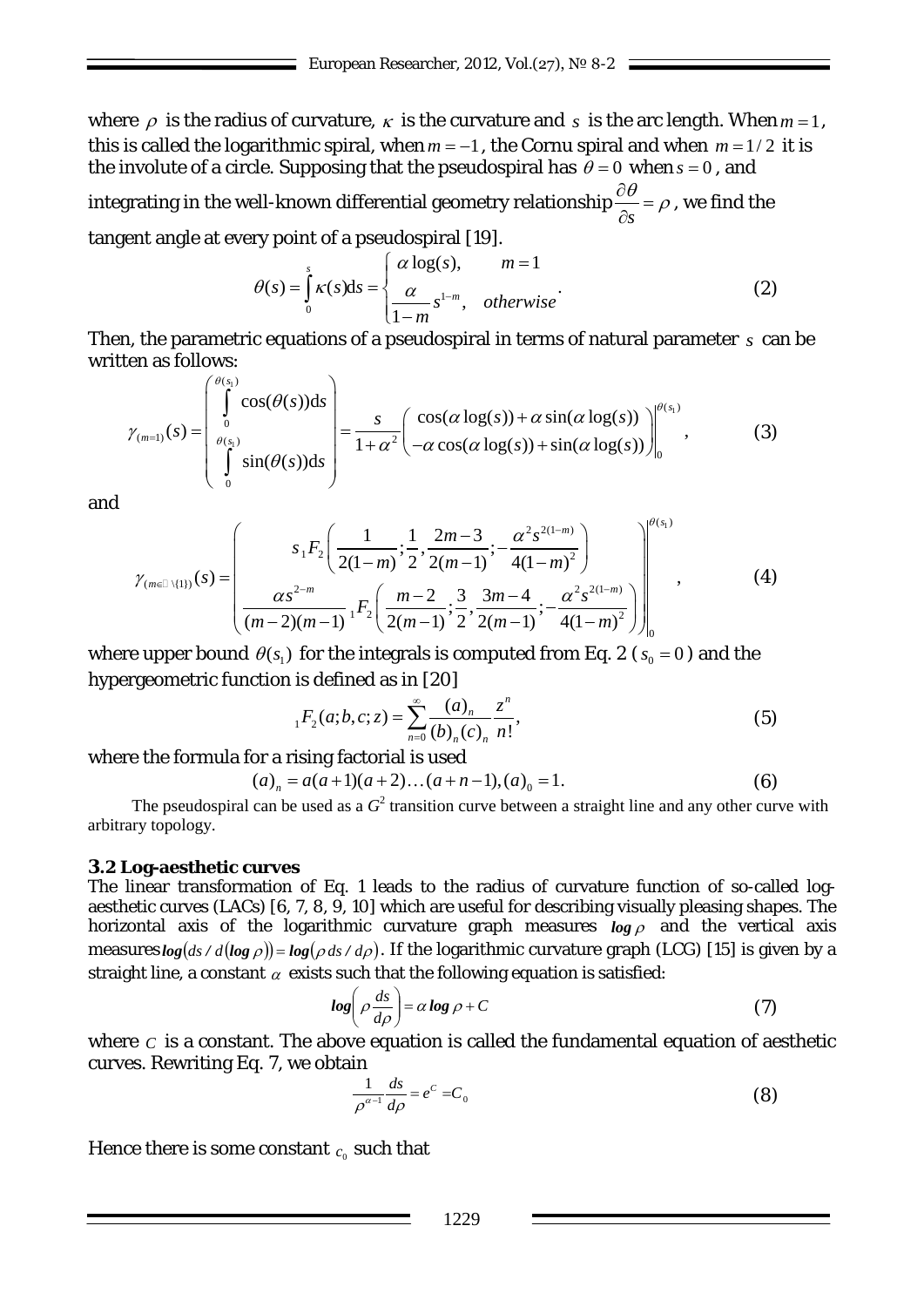where $\rho$ is the radius of curvature, $\kappa$ is the curvature and $s$ is the arc length. When $m=1$, this is called the logarithmic spiral, when $m=-1$, the Cornu spiral and when $m=1/2$ it is the involute of a circle. Supposing that the pseudospiral has $\theta=0$ when $s=0$, and integrating in the well-known differential geometry relationship $\frac{\partial \theta}{\partial s}=\rho$, we find the tangent angle at every point of a pseudospiral [19].

$$\theta(s)=\int_0^s \kappa(s)\mathrm{d}s=\begin{cases}\alpha \log(s), & m=1\\ \dfrac{\alpha}{1-m}s^{1-m}, & otherwise\end{cases}. \tag{2}$$

Then, the parametric equations of a pseudospiral in terms of natural parameter $s$ can be written as follows:

$$\gamma_{(m=1)}(s)=\begin{pmatrix}\int_0^{\theta(s_1)}\cos(\theta(s))\mathrm{d}s\\ \int_0^{\theta(s_1)}\sin(\theta(s))\mathrm{d}s\end{pmatrix}=\frac{s}{1+\alpha^2}\begin{pmatrix}\cos(\alpha\log(s))+\alpha\sin(\alpha\log(s))\\ -\alpha\cos(\alpha\log(s))+\sin(\alpha\log(s))\end{pmatrix}\Bigg|_0^{\theta(s_1)}, \tag{3}$$

and

$$\gamma_{(m\in\mathbb{R}\setminus\{1\})}(s)=\begin{pmatrix} s\,{}_1F_2\left(\dfrac{1}{2(1-m)};\dfrac{1}{2},\dfrac{2m-3}{2(m-1)};-\dfrac{\alpha^2 s^{2(1-m)}}{4(1-m)^2}\right)\\ \dfrac{\alpha s^{2-m}}{(m-2)(m-1)}\,{}_1F_2\left(\dfrac{m-2}{2(m-1)};\dfrac{3}{2},\dfrac{3m-4}{2(m-1)};-\dfrac{\alpha^2 s^{2(1-m)}}{4(1-m)^2}\right)\end{pmatrix}\Bigg|_0^{\theta(s_1)}, \tag{4}$$

where upper bound $\theta(s_1)$ for the integrals is computed from Eq. 2 ($s_0=0$) and the hypergeometric function is defined as in [20]

$${}_1F_2(a;b,c;z)=\sum_{n=0}^{\infty}\frac{(a)_n}{(b)_n(c)_n}\frac{z^n}{n!}, \tag{5}$$

where the formula for a rising factorial is used

$$(a)_n=a(a+1)(a+2)\ldots(a+n-1),(a)_0=1. \tag{6}$$

The pseudospiral can be used as a $G^2$ transition curve between a straight line and any other curve with arbitrary topology.

### 3.2 Log-aesthetic curves

The linear transformation of Eq. 1 leads to the radius of curvature function of so-called log-aesthetic curves (LACs) [6, 7, 8, 9, 10] which are useful for describing visually pleasing shapes. The horizontal axis of the logarithmic curvature graph measures $\log\rho$ and the vertical axis measures $\log(ds/d(\log\rho))=\log(\rho\, ds/d\rho)$. If the logarithmic curvature graph (LCG) [15] is given by a straight line, a constant $\alpha$ exists such that the following equation is satisfied:

$$\log\left(\rho\frac{ds}{d\rho}\right)=\alpha\log\rho+C \tag{7}$$

where $C$ is a constant. The above equation is called the fundamental equation of aesthetic curves. Rewriting Eq. 7, we obtain

$$\frac{1}{\rho^{\alpha-1}}\frac{ds}{d\rho}=e^C=C_0 \tag{8}$$

Hence there is some constant $c_0$ such that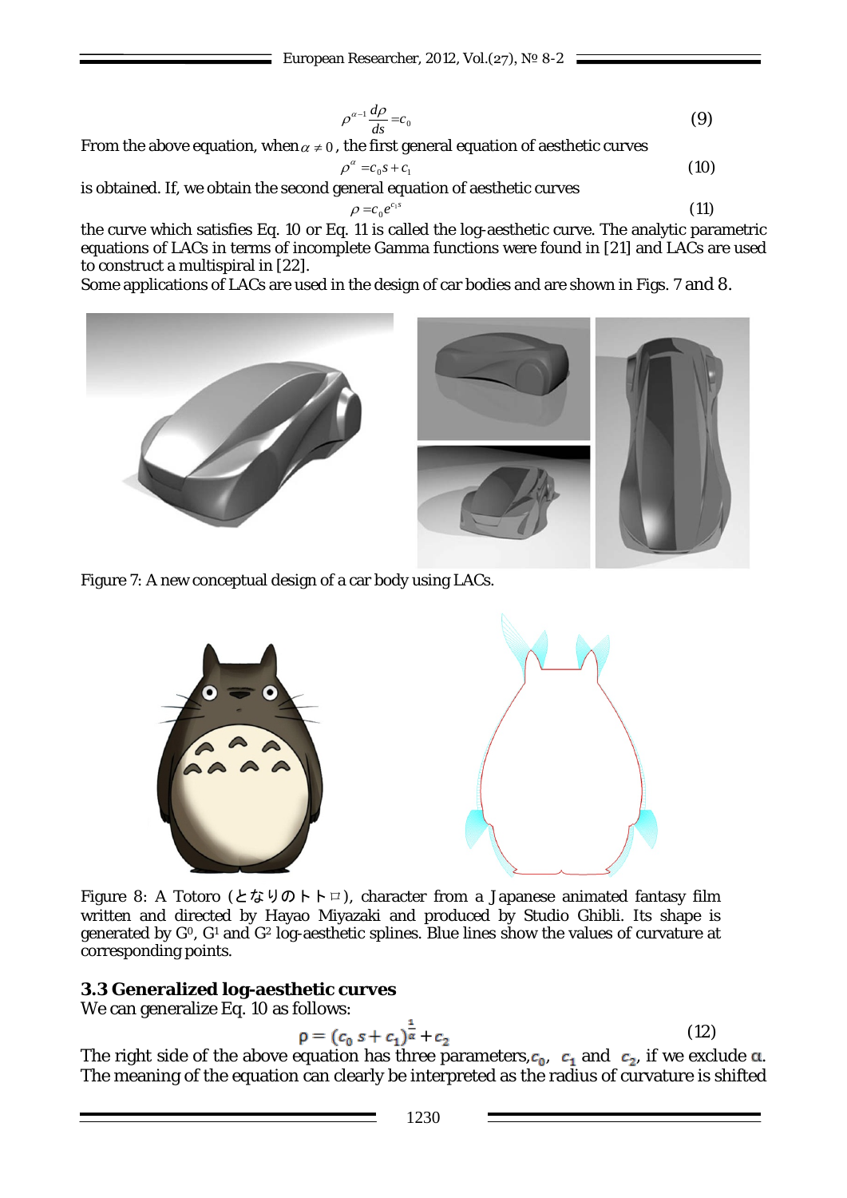$$\rho^{\alpha-1}\frac{d\rho}{ds}=c_0 \quad (9)$$

From the above equation, when $\alpha \neq 0$, the first general equation of aesthetic curves

$$\rho^{\alpha}=c_0 s+c_1 \quad (10)$$

is obtained. If, we obtain the second general equation of aesthetic curves

$$\rho=c_0 e^{c_1 s} \quad (11)$$

the curve which satisfies Eq. 10 or Eq. 11 is called the log-aesthetic curve. The analytic parametric equations of LACs in terms of incomplete Gamma functions were found in [21] and LACs are used to construct a multispiral in [22].

Some applications of LACs are used in the design of car bodies and are shown in Figs. 7 and 8.

Figure 7: A new conceptual design of a car body using LACs.

Figure 8: A Totoro (となりのトトロ), character from a Japanese animated fantasy film written and directed by Hayao Miyazaki and produced by Studio Ghibli. Its shape is generated by $G^0$, $G^1$ and $G^2$ log-aesthetic splines. Blue lines show the values of curvature at corresponding points.

### 3.3 Generalized log-aesthetic curves

We can generalize Eq. 10 as follows:

$$\rho=(c_0 s+c_1)^{\frac{1}{\alpha}}+c_2 \quad (12)$$

The right side of the above equation has three parameters, $c_0$, $c_1$ and $c_2$, if we exclude $\alpha$. The meaning of the equation can clearly be interpreted as the radius of curvature is shifted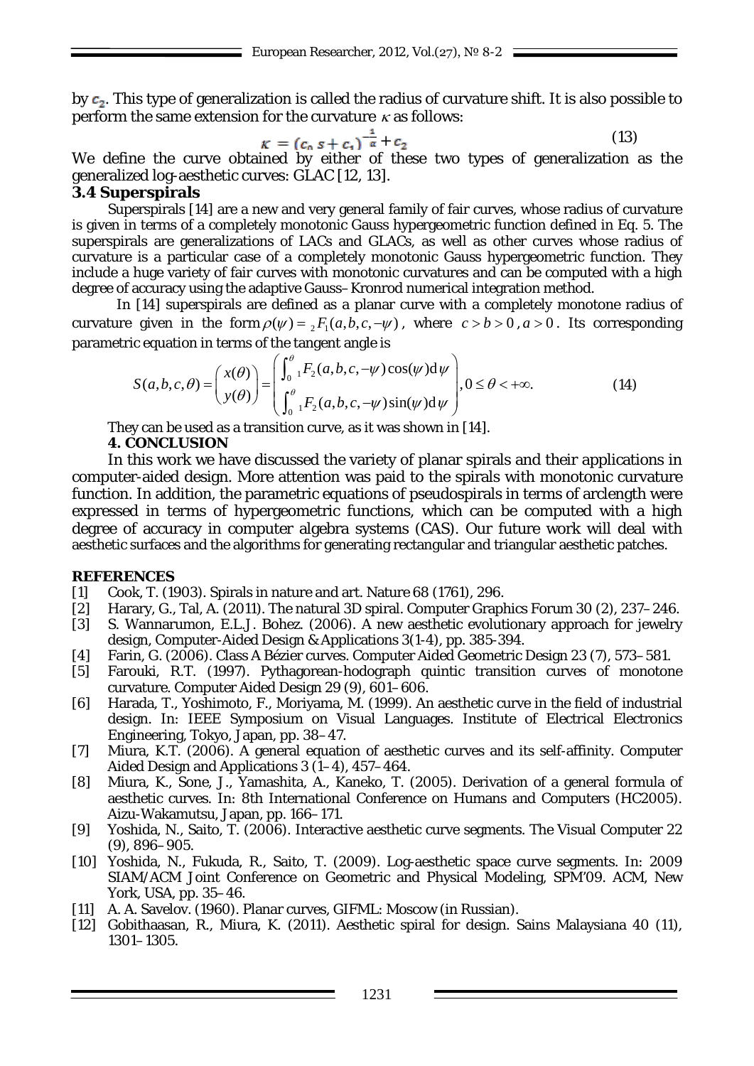by $c_2$. This type of generalization is called the radius of curvature shift. It is also possible to perform the same extension for the curvature $\kappa$ as follows:

$$\kappa = (c_0 s + c_1)^{-\frac{1}{\alpha}} + c_2 \tag{13}$$

We define the curve obtained by either of these two types of generalization as the generalized log-aesthetic curves: GLAC [12, 13].

### 3.4 Superspirals

Superspirals [14] are a new and very general family of fair curves, whose radius of curvature is given in terms of a completely monotonic Gauss hypergeometric function defined in Eq. 5. The superspirals are generalizations of LACs and GLACs, as well as other curves whose radius of curvature is a particular case of a completely monotonic Gauss hypergeometric function. They include a huge variety of fair curves with monotonic curvatures and can be computed with a high degree of accuracy using the adaptive Gauss–Kronrod numerical integration method.

In [14] superspirals are defined as a planar curve with a completely monotone radius of curvature given in the form $\rho(\psi) = {}_2F_1(a,b,c,-\psi)$, where $c > b > 0$, $a > 0$. Its corresponding parametric equation in terms of the tangent angle is

$$S(a,b,c,\theta) = \begin{pmatrix} x(\theta) \\ y(\theta) \end{pmatrix} = \begin{pmatrix} \int_0^\theta {}_1F_2(a,b,c,-\psi)\cos(\psi)\mathrm{d}\psi \\ \int_0^\theta {}_1F_2(a,b,c,-\psi)\sin(\psi)\mathrm{d}\psi \end{pmatrix}, 0 \le \theta < +\infty. \tag{14}$$

They can be used as a transition curve, as it was shown in [14].

### 4. CONCLUSION

In this work we have discussed the variety of planar spirals and their applications in computer-aided design. More attention was paid to the spirals with monotonic curvature function. In addition, the parametric equations of pseudospirals in terms of arclength were expressed in terms of hypergeometric functions, which can be computed with a high degree of accuracy in computer algebra systems (CAS). Our future work will deal with aesthetic surfaces and the algorithms for generating rectangular and triangular aesthetic patches.

### REFERENCES

[1] Cook, T. (1903). Spirals in nature and art. Nature 68 (1761), 296.

[2] Harary, G., Tal, A. (2011). The natural 3D spiral. Computer Graphics Forum 30 (2), 237–246.

[3] S. Wannarumon, E.L.J. Bohez. (2006). A new aesthetic evolutionary approach for jewelry design, Computer-Aided Design & Applications 3(1-4), pp. 385-394.

[4] Farin, G. (2006). Class A Bézier curves. Computer Aided Geometric Design 23 (7), 573–581.

[5] Farouki, R.T. (1997). Pythagorean-hodograph quintic transition curves of monotone curvature. Computer Aided Design 29 (9), 601–606.

[6] Harada, T., Yoshimoto, F., Moriyama, M. (1999). An aesthetic curve in the field of industrial design. In: IEEE Symposium on Visual Languages. Institute of Electrical Electronics Engineering, Tokyo, Japan, pp. 38–47.

[7] Miura, K.T. (2006). A general equation of aesthetic curves and its self-affinity. Computer Aided Design and Applications 3 (1–4), 457–464.

[8] Miura, K., Sone, J., Yamashita, A., Kaneko, T. (2005). Derivation of a general formula of aesthetic curves. In: 8th International Conference on Humans and Computers (HC2005). Aizu-Wakamutsu, Japan, pp. 166–171.

[9] Yoshida, N., Saito, T. (2006). Interactive aesthetic curve segments. The Visual Computer 22 (9), 896–905.

[10] Yoshida, N., Fukuda, R., Saito, T. (2009). Log-aesthetic space curve segments. In: 2009 SIAM/ACM Joint Conference on Geometric and Physical Modeling, SPM'09. ACM, New York, USA, pp. 35–46.

[11] A. A. Savelov. (1960). Planar curves, GIFML: Moscow (in Russian).

[12] Gobithaasan, R., Miura, K. (2011). Aesthetic spiral for design. Sains Malaysiana 40 (11), 1301–1305.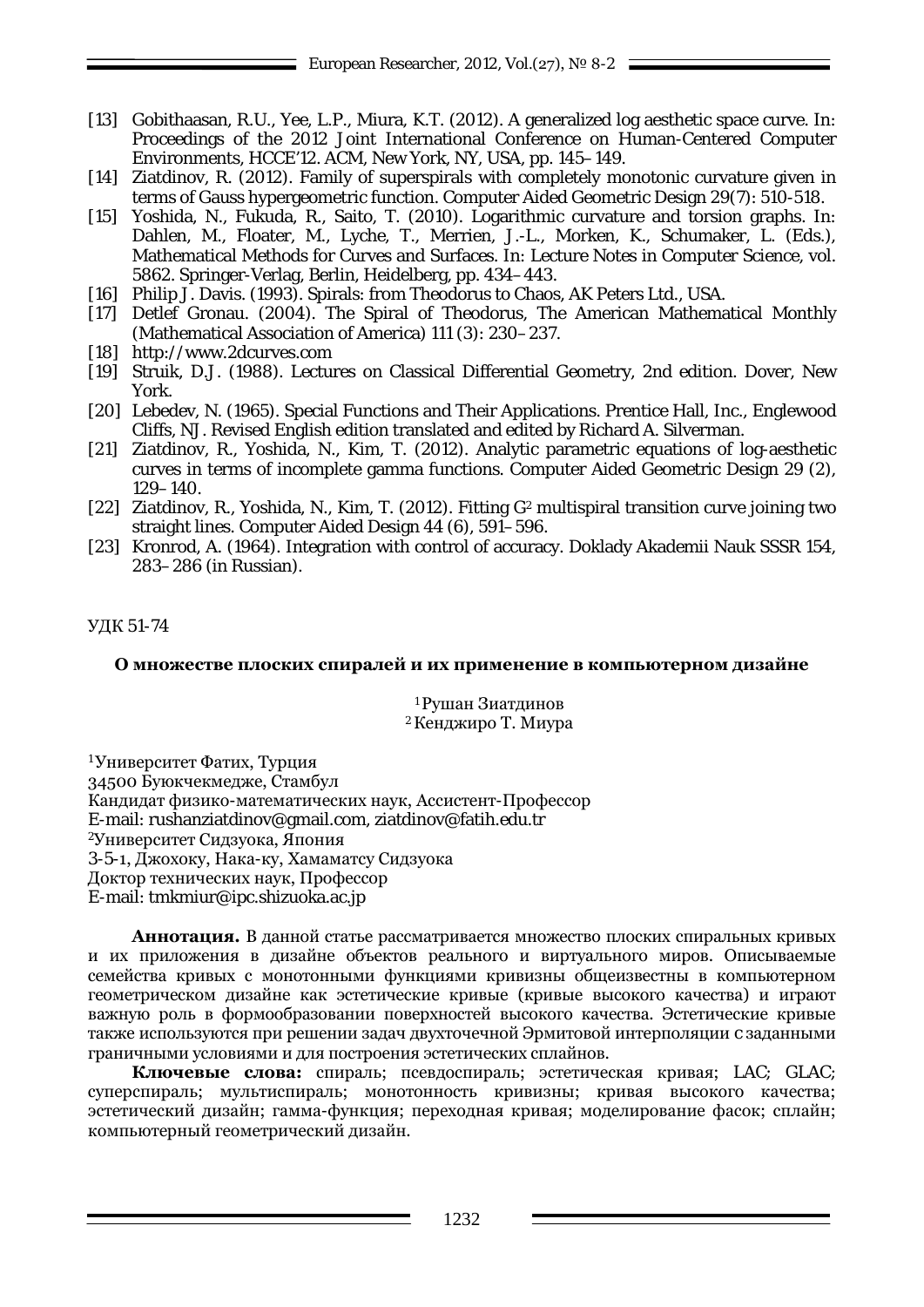[13] Gobithaasan, R.U., Yee, L.P., Miura, K.T. (2012). A generalized log aesthetic space curve. In: Proceedings of the 2012 Joint International Conference on Human-Centered Computer Environments, HCCE'12. ACM, New York, NY, USA, pp. 145–149.

[14] Ziatdinov, R. (2012). Family of superspirals with completely monotonic curvature given in terms of Gauss hypergeometric function. Computer Aided Geometric Design 29(7): 510-518.

[15] Yoshida, N., Fukuda, R., Saito, T. (2010). Logarithmic curvature and torsion graphs. In: Dahlen, M., Floater, M., Lyche, T., Merrien, J.-L., Morken, K., Schumaker, L. (Eds.), Mathematical Methods for Curves and Surfaces. In: Lecture Notes in Computer Science, vol. 5862. Springer-Verlag, Berlin, Heidelberg, pp. 434–443.

[16] Philip J. Davis. (1993). Spirals: from Theodorus to Chaos, AK Peters Ltd., USA.

[17] Detlef Gronau. (2004). The Spiral of Theodorus, The American Mathematical Monthly (Mathematical Association of America) 111 (3): 230–237.

[18] http://www.2dcurves.com

[19] Struik, D.J. (1988). Lectures on Classical Differential Geometry, 2nd edition. Dover, New York.

[20] Lebedev, N. (1965). Special Functions and Their Applications. Prentice Hall, Inc., Englewood Cliffs, NJ. Revised English edition translated and edited by Richard A. Silverman.

[21] Ziatdinov, R., Yoshida, N., Kim, T. (2012). Analytic parametric equations of log-aesthetic curves in terms of incomplete gamma functions. Computer Aided Geometric Design 29 (2), 129–140.

[22] Ziatdinov, R., Yoshida, N., Kim, T. (2012). Fitting $G^2$ multispiral transition curve joining two straight lines. Computer Aided Design 44 (6), 591–596.

[23] Kronrod, A. (1964). Integration with control of accuracy. Doklady Akademii Nauk SSSR 154, 283–286 (in Russian).

УДК 51-74

**О множестве плоских спиралей и их применение в компьютерном дизайне**

[1] Рушан Зиатдинов
[2] Кенджиро Т. Миура

[1] Университет Фатих, Турция
34500 Буюкчекмедже, Стамбул
Кандидат физико-математических наук, Ассистент-Профессор
E-mail: rushanziatdinov@gmail.com, ziatdinov@fatih.edu.tr
[2] Университет Сидзуока, Япония
3-5-1, Джохоку, Нака-ку, Хамаматсу Сидзуока
Доктор технических наук, Профессор
E-mail: tmkmiur@ipc.shizuoka.ac.jp

**Аннотация.** В данной статье рассматривается множество плоских спиральных кривых и их приложения в дизайне объектов реального и виртуального миров. Описываемые семейства кривых с монотонными функциями кривизны общеизвестны в компьютерном геометрическом дизайне как эстетические кривые (кривые высокого качества) и играют важную роль в формообразовании поверхностей высокого качества. Эстетические кривые также используются при решении задач двухточечной Эрмитовой интерполяции с заданными граничными условиями и для построения эстетических сплайнов.

**Ключевые слова:** спираль; псевдоспираль; эстетическая кривая; LAC; GLAC; суперспираль; мультиспираль; монотонность кривизны; кривая высокого качества; эстетический дизайн; гамма-функция; переходная кривая; моделирование фасок; сплайн; компьютерный геометрический дизайн.